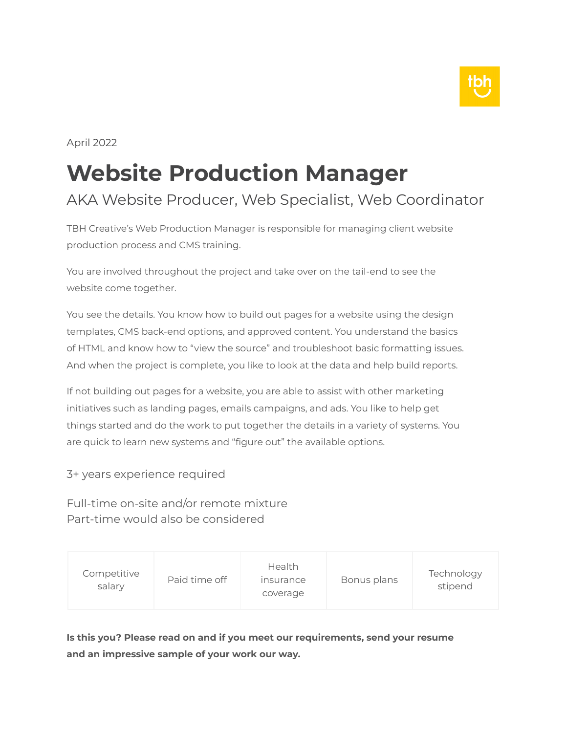April 2022

# Website Production Manager

## AKA Website Producer, Web Specialist, Web Coordinator

TBH Creative's Web Production Manager is responsible for managing client website production process and CMS training.

You are involved throughout the project and take over on the tail-end to see the website come together.

You see the details. You know how to build out pages for a website using the design templates, CMS back-end options, and approved content. You understand the basics of HTML and know how to "view the source" and troubleshoot basic formatting issues. And when the project is complete, you like to look at the data and help build reports.

If not building out pages for a website, you are able to assist with other marketing initiatives such as landing pages, emails campaigns, and ads. You like to help get things started and do the work to put together the details in a variety of systems. You are quick to learn new systems and "figure out" the available options.

3+ years experience required

Full-time on-site and/or remote mixture
Part-time would also be considered

| Competitive salary | Paid time off | Health insurance coverage | Bonus plans | Technology stipend |
|---|---|---|---|---|

**Is this you? Please read on and if you meet our requirements, send your resume and an impressive sample of your work our way.**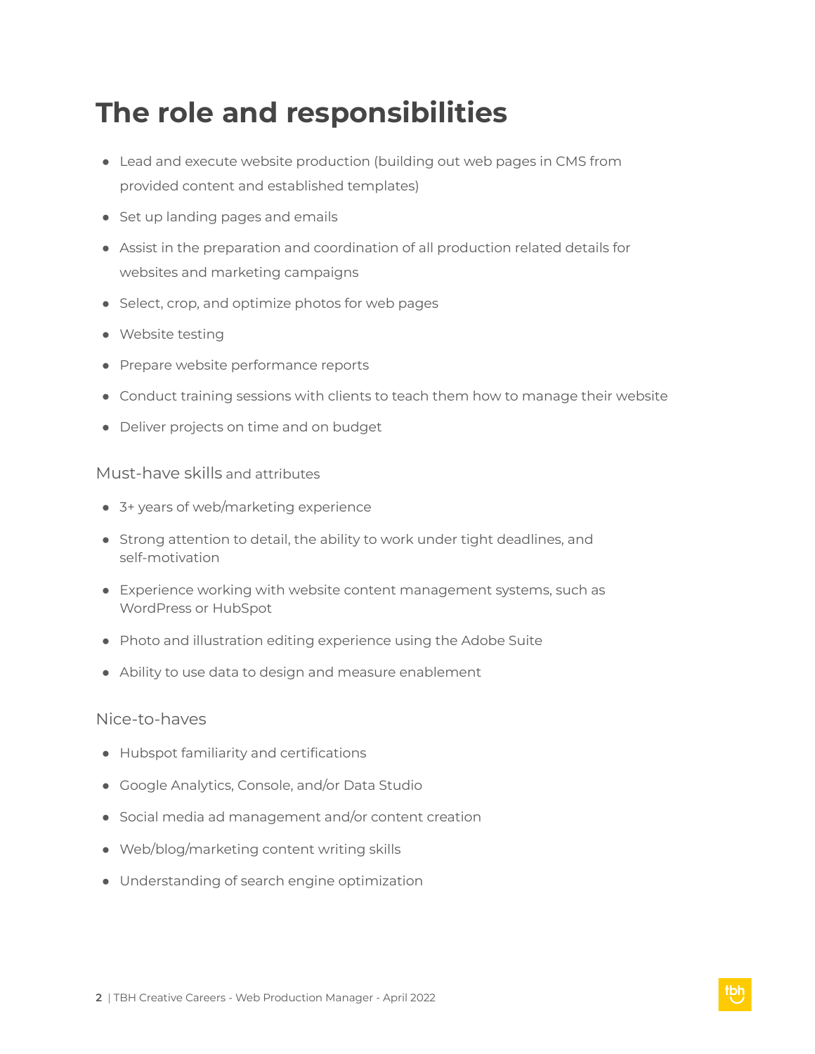# The role and responsibilities

- Lead and execute website production (building out web pages in CMS from provided content and established templates)
- Set up landing pages and emails
- Assist in the preparation and coordination of all production related details for websites and marketing campaigns
- Select, crop, and optimize photos for web pages
- Website testing
- Prepare website performance reports
- Conduct training sessions with clients to teach them how to manage their website
- Deliver projects on time and on budget

## Must-have skills and attributes

- 3+ years of web/marketing experience
- Strong attention to detail, the ability to work under tight deadlines, and self-motivation
- Experience working with website content management systems, such as WordPress or HubSpot
- Photo and illustration editing experience using the Adobe Suite
- Ability to use data to design and measure enablement

## Nice-to-haves

- Hubspot familiarity and certifications
- Google Analytics, Console, and/or Data Studio
- Social media ad management and/or content creation
- Web/blog/marketing content writing skills
- Understanding of search engine optimization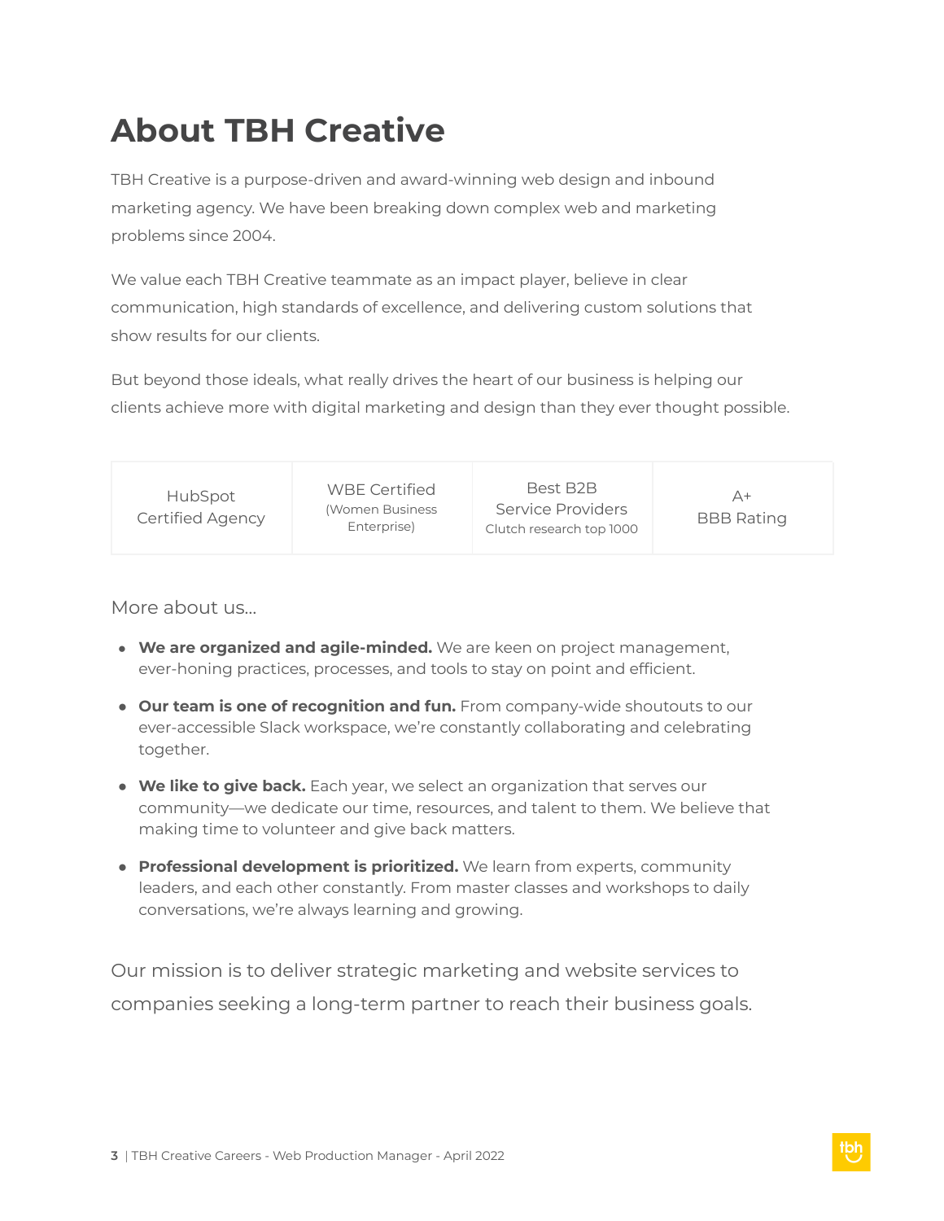# About TBH Creative

TBH Creative is a purpose-driven and award-winning web design and inbound marketing agency. We have been breaking down complex web and marketing problems since 2004.

We value each TBH Creative teammate as an impact player, believe in clear communication, high standards of excellence, and delivering custom solutions that show results for our clients.

But beyond those ideals, what really drives the heart of our business is helping our clients achieve more with digital marketing and design than they ever thought possible.

| | | | |
|---|---|---|---|
| HubSpot Certified Agency | WBE Certified (Women Business Enterprise) | Best B2B Service Providers Clutch research top 1000 | A+ BBB Rating |

More about us…

- **We are organized and agile-minded.** We are keen on project management, ever-honing practices, processes, and tools to stay on point and efficient.
- **Our team is one of recognition and fun.** From company-wide shoutouts to our ever-accessible Slack workspace, we're constantly collaborating and celebrating together.
- **We like to give back.** Each year, we select an organization that serves our community—we dedicate our time, resources, and talent to them. We believe that making time to volunteer and give back matters.
- **Professional development is prioritized.** We learn from experts, community leaders, and each other constantly. From master classes and workshops to daily conversations, we're always learning and growing.

Our mission is to deliver strategic marketing and website services to companies seeking a long-term partner to reach their business goals.